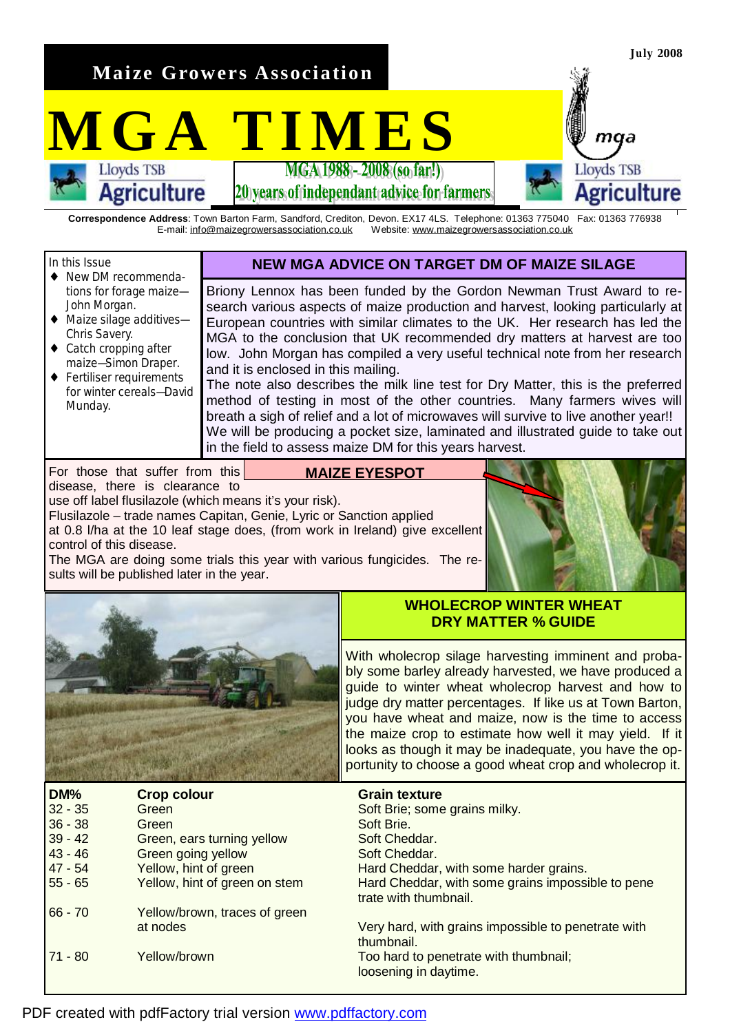**July 2008**

**Maize Growers Association**

# MGA TIMES

Lloyds TSB Agriculture

**MGA 1988 - 2008 (so far!)**
**20 years of independant advice for farmers**

Lloyds TSB Agriculture

**Correspondence Address**: Town Barton Farm, Sandford, Crediton, Devon. EX17 4LS. Telephone: 01363 775040 Fax: 01363 776938
E-mail: info@maizegrowersassociation.co.uk Website: www.maizegrowersassociation.co.uk

In this Issue

- New DM recommendations for forage maize—John Morgan.
- Maize silage additives—Chris Savery.
- Catch cropping after maize—Simon Draper.
- Fertiliser requirements for winter cereals—David Munday.

## NEW MGA ADVICE ON TARGET DM OF MAIZE SILAGE

Briony Lennox has been funded by the Gordon Newman Trust Award to research various aspects of maize production and harvest, looking particularly at European countries with similar climates to the UK. Her research has led the MGA to the conclusion that UK recommended dry matters at harvest are too low. John Morgan has compiled a very useful technical note from her research and it is enclosed in this mailing.

The note also describes the milk line test for Dry Matter, this is the preferred method of testing in most of the other countries. Many farmers wives will breath a sigh of relief and a lot of microwaves will survive to live another year!!

We will be producing a pocket size, laminated and illustrated guide to take out in the field to assess maize DM for this years harvest.

## MAIZE EYESPOT

For those that suffer from this disease, there is clearance to use off label flusilazole (which means it's your risk).

Flusilazole – trade names Capitan, Genie, Lyric or Sanction applied at 0.8 l/ha at the 10 leaf stage does, (from work in Ireland) give excellent control of this disease.

The MGA are doing some trials this year with various fungicides. The results will be published later in the year.

## WHOLECROP WINTER WHEAT DRY MATTER % GUIDE

With wholecrop silage harvesting imminent and probably some barley already harvested, we have produced a guide to winter wheat wholecrop harvest and how to judge dry matter percentages. If like us at Town Barton, you have wheat and maize, now is the time to access the maize crop to estimate how well it may yield. If it looks as though it may be inadequate, you have the opportunity to choose a good wheat crop and wholecrop it.

| DM% | Crop colour | Grain texture |
|---|---|---|
| 32 - 35 | Green | Soft Brie; some grains milky. |
| 36 - 38 | Green | Soft Brie. |
| 39 - 42 | Green, ears turning yellow | Soft Cheddar. |
| 43 - 46 | Green going yellow | Soft Cheddar. |
| 47 - 54 | Yellow, hint of green | Hard Cheddar, with some harder grains. |
| 55 - 65 | Yellow, hint of green on stem | Hard Cheddar, with some grains impossible to penetrate with thumbnail. |
| 66 - 70 | Yellow/brown, traces of green at nodes | Very hard, with grains impossible to penetrate with thumbnail. |
| 71 - 80 | Yellow/brown | Too hard to penetrate with thumbnail; loosening in daytime. |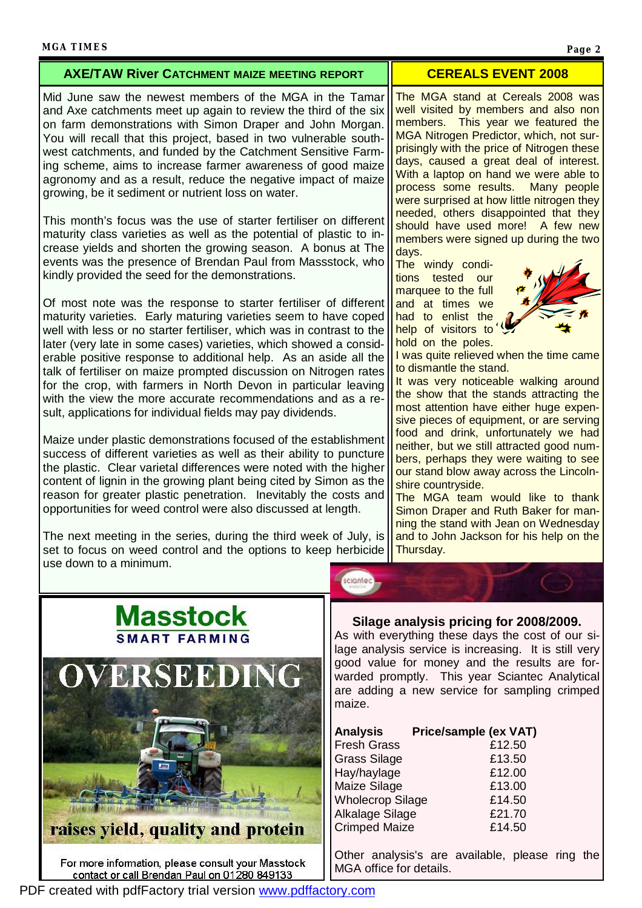## AXE/TAW River Catchment Maize Meeting Report

Mid June saw the newest members of the MGA in the Tamar and Axe catchments meet up again to review the third of the six on farm demonstrations with Simon Draper and John Morgan. You will recall that this project, based in two vulnerable south-west catchments, and funded by the Catchment Sensitive Farming scheme, aims to increase farmer awareness of good maize agronomy and as a result, reduce the negative impact of maize growing, be it sediment or nutrient loss on water.

This month's focus was the use of starter fertiliser on different maturity class varieties as well as the potential of plastic to increase yields and shorten the growing season. A bonus at The events was the presence of Brendan Paul from Massstock, who kindly provided the seed for the demonstrations.

Of most note was the response to starter fertiliser of different maturity varieties. Early maturing varieties seem to have coped well with less or no starter fertiliser, which was in contrast to the later (very late in some cases) varieties, which showed a considerable positive response to additional help. As an aside all the talk of fertiliser on maize prompted discussion on Nitrogen rates for the crop, with farmers in North Devon in particular leaving with the view the more accurate recommendations and as a result, applications for individual fields may pay dividends.

Maize under plastic demonstrations focused of the establishment success of different varieties as well as their ability to puncture the plastic. Clear varietal differences were noted with the higher content of lignin in the growing plant being cited by Simon as the reason for greater plastic penetration. Inevitably the costs and opportunities for weed control were also discussed at length.

The next meeting in the series, during the third week of July, is set to focus on weed control and the options to keep herbicide use down to a minimum.

## CEREALS EVENT 2008

The MGA stand at Cereals 2008 was well visited by members and also non members. This year we featured the MGA Nitrogen Predictor, which, not surprisingly with the price of Nitrogen these days, caused a great deal of interest. With a laptop on hand we were able to process some results. Many people were surprised at how little nitrogen they needed, others disappointed that they should have used more! A few new members were signed up during the two days.

The windy conditions tested our marquee to the full and at times we had to enlist the help of visitors to hold on the poles.

I was quite relieved when the time came to dismantle the stand.

It was very noticeable walking around the show that the stands attracting the most attention have either huge expensive pieces of equipment, or are serving food and drink, unfortunately we had neither, but we still attracted good numbers, perhaps they were waiting to see our stand blow away across the Lincolnshire countryside.

The MGA team would like to thank Simon Draper and Ruth Baker for manning the stand with Jean on Wednesday and to John Jackson for his help on the Thursday.

**Masstock**
SMART FARMING

**OVERSEEDING**

raises yield, quality and protein

For more information, please consult your Masstock contact or call Brendan Paul on 01280 849133

sciantec analytical

### Silage analysis pricing for 2008/2009.

As with everything these days the cost of our silage analysis service is increasing. It is still very good value for money and the results are forwarded promptly. This year Sciantec Analytical are adding a new service for sampling crimped maize.

| Analysis | Price/sample (ex VAT) |
|---|---|
| Fresh Grass | £12.50 |
| Grass Silage | £13.50 |
| Hay/haylage | £12.00 |
| Maize Silage | £13.00 |
| Wholecrop Silage | £14.50 |
| Alkalage Silage | £21.70 |
| Crimped Maize | £14.50 |

Other analysis's are available, please ring the MGA office for details.